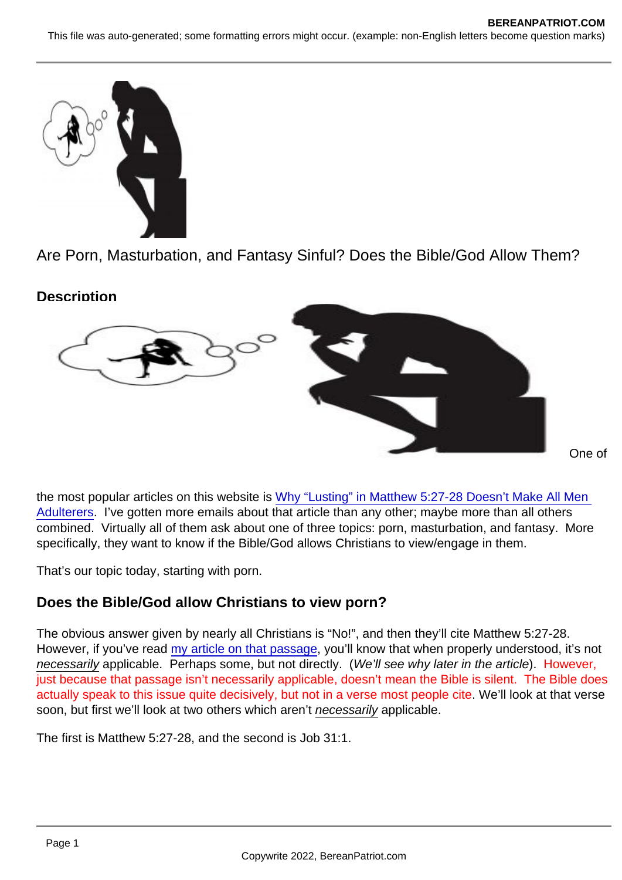Are Porn, Masturbation, and Fantasy Sinful? Does the Bible/God Allow Them?

**Description**

One of the most popular articles on this website is Why "Lusting" in Matthew 5:27-28 Doesn't Make All Men Adulterers. I've gotten more emails about that article than any other; maybe more than all others combined. Virtually all of them ask about one of three topics: porn, masturbation, and fantasy. More specifically, they want to know if the Bible/God allows Christians to view/engage in them.

That's our topic today, starting with porn.

## Does the Bible/God allow Christians to view porn?

The obvious answer given by nearly all Christians is "No!", and then they'll cite Matthew 5:27-28. However, if you've read my article on that passage, you'll know that when properly understood, it's not *necessarily* applicable. Perhaps some, but not directly. (*We'll see why later in the article*). However, just because that passage isn't necessarily applicable, doesn't mean the Bible is silent. The Bible does actually speak to this issue quite decisively, but not in a verse most people cite. We'll look at that verse soon, but first we'll look at two others which aren't *necessarily* applicable.

The first is Matthew 5:27-28, and the second is Job 31:1.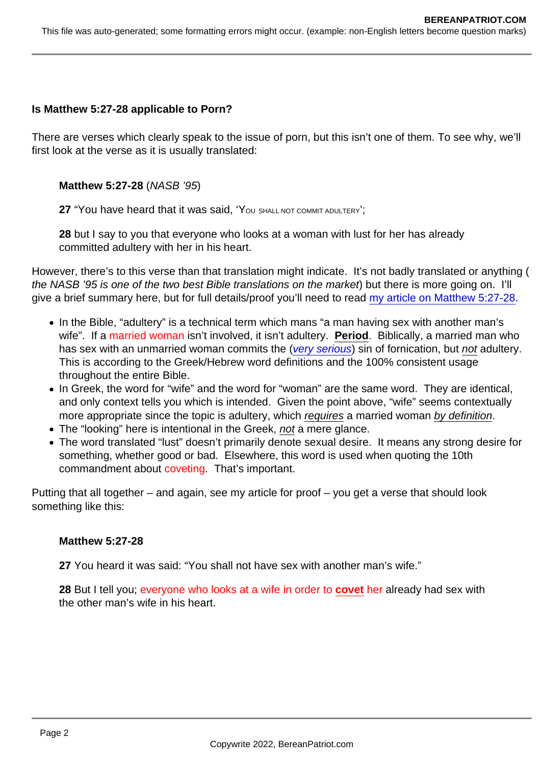**Is Matthew 5:27-28 applicable to Porn?**

There are verses which clearly speak to the issue of porn, but this isn't one of them. To see why, we'll first look at the verse as it is usually translated:

> **Matthew 5:27-28** (*NASB '95*)
>
> **27** "You have heard that it was said, 'You shall not commit adultery';
>
> **28** but I say to you that everyone who looks at a woman with lust for her has already committed adultery with her in his heart.

However, there's to this verse than that translation might indicate. It's not badly translated or anything (*the NASB '95 is one of the two best Bible translations on the market*) but there is more going on. I'll give a brief summary here, but for full details/proof you'll need to read [my article on Matthew 5:27-28](#).

- In the Bible, "adultery" is a technical term which mans "a man having sex with another man's wife". If a married woman isn't involved, it isn't adultery. **Period**. Biblically, a married man who has sex with an unmarried woman commits the (*[very serious](#)*) sin of fornication, but *not* adultery. This is according to the Greek/Hebrew word definitions and the 100% consistent usage throughout the entire Bible.
- In Greek, the word for "wife" and the word for "woman" are the same word. They are identical, and only context tells you which is intended. Given the point above, "wife" seems contextually more appropriate since the topic is adultery, which *requires* a married woman *by definition*.
- The "looking" here is intentional in the Greek, *not* a mere glance.
- The word translated "lust" doesn't primarily denote sexual desire. It means any strong desire for something, whether good or bad. Elsewhere, this word is used when quoting the 10th commandment about coveting. That's important.

Putting that all together – and again, see my article for proof – you get a verse that should look something like this:

> **Matthew 5:27-28**
>
> **27** You heard it was said: "You shall not have sex with another man's wife."
>
> **28** But I tell you; everyone who looks at a wife in order to **covet** her already had sex with the other man's wife in his heart.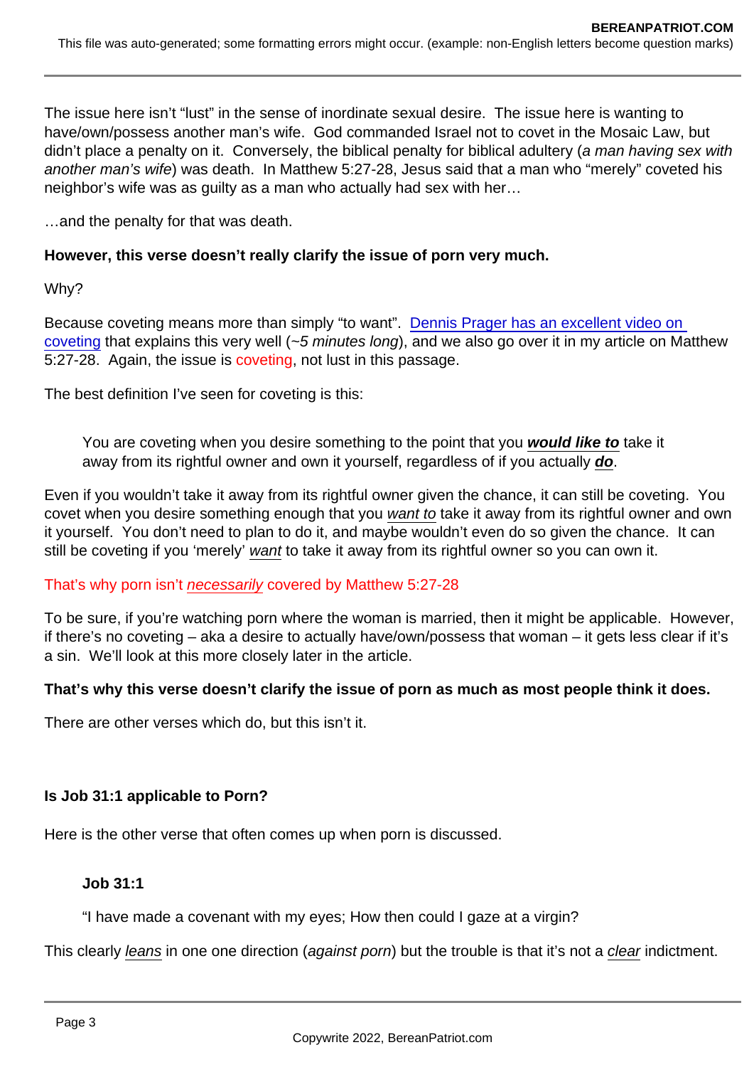The issue here isn't "lust" in the sense of inordinate sexual desire. The issue here is wanting to have/own/possess another man's wife. God commanded Israel not to covet in the Mosaic Law, but didn't place a penalty on it. Conversely, the biblical penalty for biblical adultery (*a man having sex with another man's wife*) was death. In Matthew 5:27-28, Jesus said that a man who "merely" coveted his neighbor's wife was as guilty as a man who actually had sex with her…

…and the penalty for that was death.

**However, this verse doesn't really clarify the issue of porn very much.**

Why?

Because coveting means more than simply "to want". Dennis Prager has an excellent video on coveting that explains this very well (*~5 minutes long*), and we also go over it in my article on Matthew 5:27-28. Again, the issue is coveting, not lust in this passage.

The best definition I've seen for coveting is this:

> You are coveting when you desire something to the point that you ***would like to*** take it away from its rightful owner and own it yourself, regardless of if you actually ***do***.

Even if you wouldn't take it away from its rightful owner given the chance, it can still be coveting. You covet when you desire something enough that you *want to* take it away from its rightful owner and own it yourself. You don't need to plan to do it, and maybe wouldn't even do so given the chance. It can still be coveting if you 'merely' *want* to take it away from its rightful owner so you can own it.

That's why porn isn't *necessarily* covered by Matthew 5:27-28

To be sure, if you're watching porn where the woman is married, then it might be applicable. However, if there's no coveting – aka a desire to actually have/own/possess that woman – it gets less clear if it's a sin. We'll look at this more closely later in the article.

**That's why this verse doesn't clarify the issue of porn as much as most people think it does.**

There are other verses which do, but this isn't it.

### Is Job 31:1 applicable to Porn?

Here is the other verse that often comes up when porn is discussed.

> **Job 31:1**
>
> "I have made a covenant with my eyes; How then could I gaze at a virgin?

This clearly *leans* in one one direction (*against porn*) but the trouble is that it's not a *clear* indictment.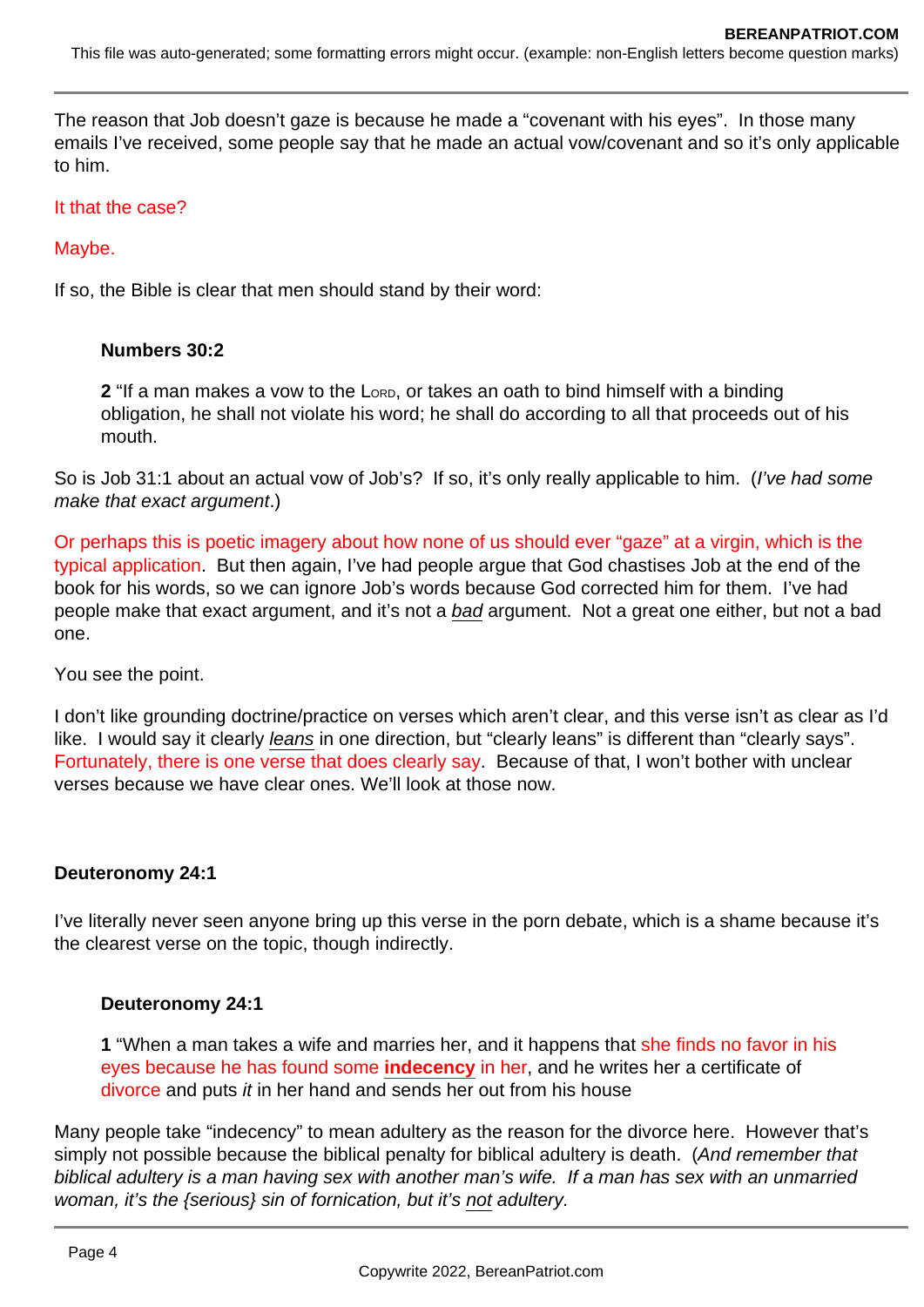The reason that Job doesn't gaze is because he made a "covenant with his eyes". In those many emails I've received, some people say that he made an actual vow/covenant and so it's only applicable to him.

It that the case?

Maybe.

If so, the Bible is clear that men should stand by their word:

> **Numbers 30:2**
>
> **2** "If a man makes a vow to the LORD, or takes an oath to bind himself with a binding obligation, he shall not violate his word; he shall do according to all that proceeds out of his mouth.

So is Job 31:1 about an actual vow of Job's? If so, it's only really applicable to him. (*I've had some make that exact argument*.)

Or perhaps this is poetic imagery about how none of us should ever "gaze" at a virgin, which is the typical application. But then again, I've had people argue that God chastises Job at the end of the book for his words, so we can ignore Job's words because God corrected him for them. I've had people make that exact argument, and it's not a *bad* argument. Not a great one either, but not a bad one.

You see the point.

I don't like grounding doctrine/practice on verses which aren't clear, and this verse isn't as clear as I'd like. I would say it clearly *leans* in one direction, but "clearly leans" is different than "clearly says". Fortunately, there is one verse that does clearly say. Because of that, I won't bother with unclear verses because we have clear ones. We'll look at those now.

**Deuteronomy 24:1**

I've literally never seen anyone bring up this verse in the porn debate, which is a shame because it's the clearest verse on the topic, though indirectly.

> **Deuteronomy 24:1**
>
> **1** "When a man takes a wife and marries her, and it happens that she finds no favor in his eyes because he has found some **indecency** in her, and he writes her a certificate of divorce and puts *it* in her hand and sends her out from his house

Many people take "indecency" to mean adultery as the reason for the divorce here. However that's simply not possible because the biblical penalty for biblical adultery is death. (*And remember that biblical adultery is a man having sex with another man's wife. If a man has sex with an unmarried woman, it's the {serious} sin of fornication, but it's not adultery.*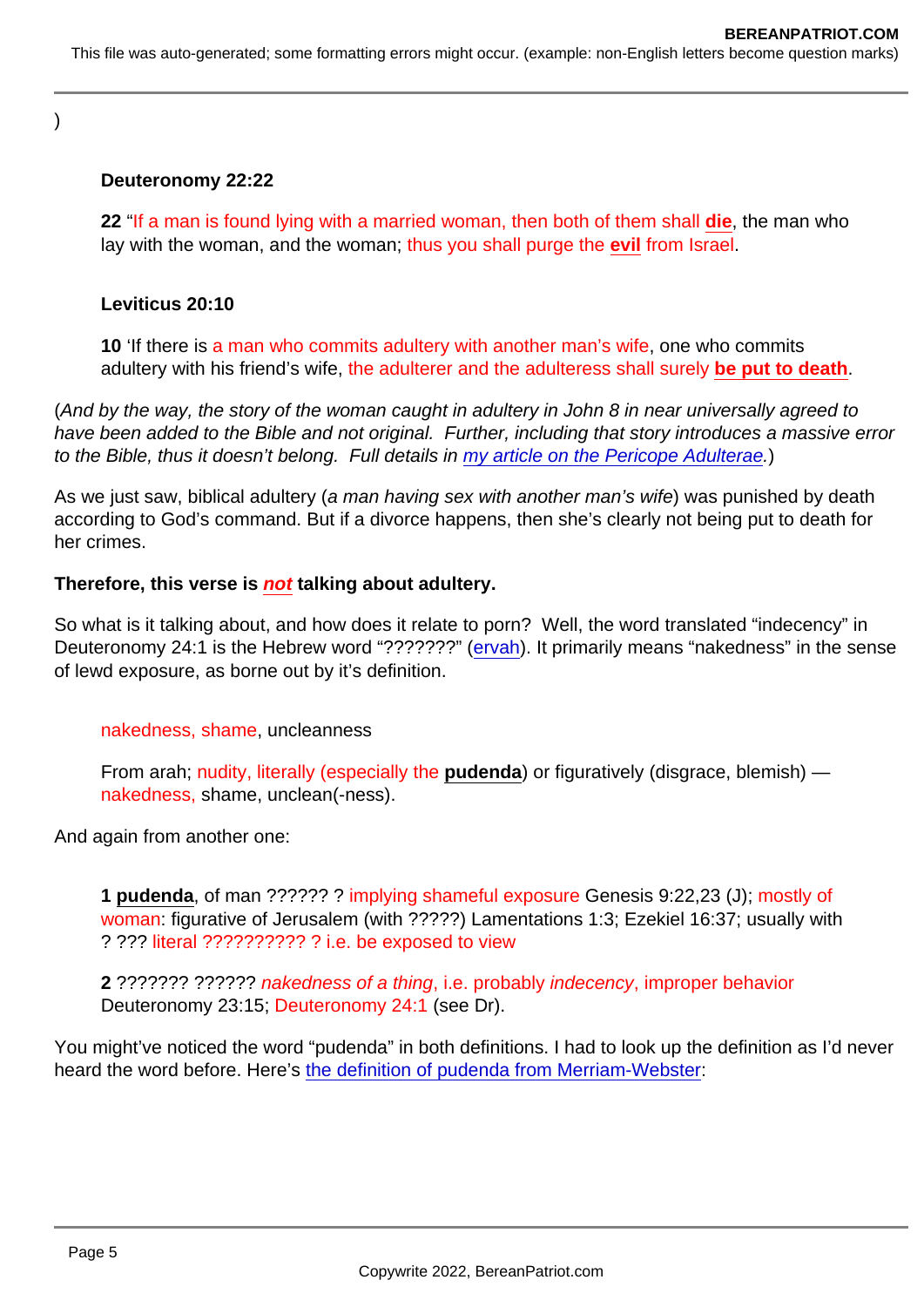)

> **Deuteronomy 22:22**
>
> **22** "If a man is found lying with a married woman, then both of them shall **die**, the man who lay with the woman, and the woman; thus you shall purge the **evil** from Israel.

> **Leviticus 20:10**
>
> **10** 'If there is a man who commits adultery with another man's wife, one who commits adultery with his friend's wife, the adulterer and the adulteress shall surely **be put to death**.

(*And by the way, the story of the woman caught in adultery in John 8 in near universally agreed to have been added to the Bible and not original. Further, including that story introduces a massive error to the Bible, thus it doesn't belong. Full details in [my article on the Pericope Adulterae](#).*)

As we just saw, biblical adultery (*a man having sex with another man's wife*) was punished by death according to God's command. But if a divorce happens, then she's clearly not being put to death for her crimes.

**Therefore, this verse is *not* talking about adultery.**

So what is it talking about, and how does it relate to porn? Well, the word translated "indecency" in Deuteronomy 24:1 is the Hebrew word "???????" ([ervah](#)). It primarily means "nakedness" in the sense of lewd exposure, as borne out by it's definition.

> nakedness, shame, uncleanness
>
> From arah; nudity, literally (especially the **pudenda**) or figuratively (disgrace, blemish) — nakedness, shame, unclean(-ness).

And again from another one:

> **1** **pudenda**, of man ?????? ? implying shameful exposure Genesis 9:22,23 (J); mostly of woman: figurative of Jerusalem (with ?????) Lamentations 1:3; Ezekiel 16:37; usually with ? ??? literal ?????????? ? i.e. be exposed to view
>
> **2** ??????? ?????? *nakedness of a thing*, i.e. probably *indecency*, improper behavior Deuteronomy 23:15; Deuteronomy 24:1 (see Dr).

You might've noticed the word "pudenda" in both definitions. I had to look up the definition as I'd never heard the word before. Here's [the definition of pudenda from Merriam-Webster](#):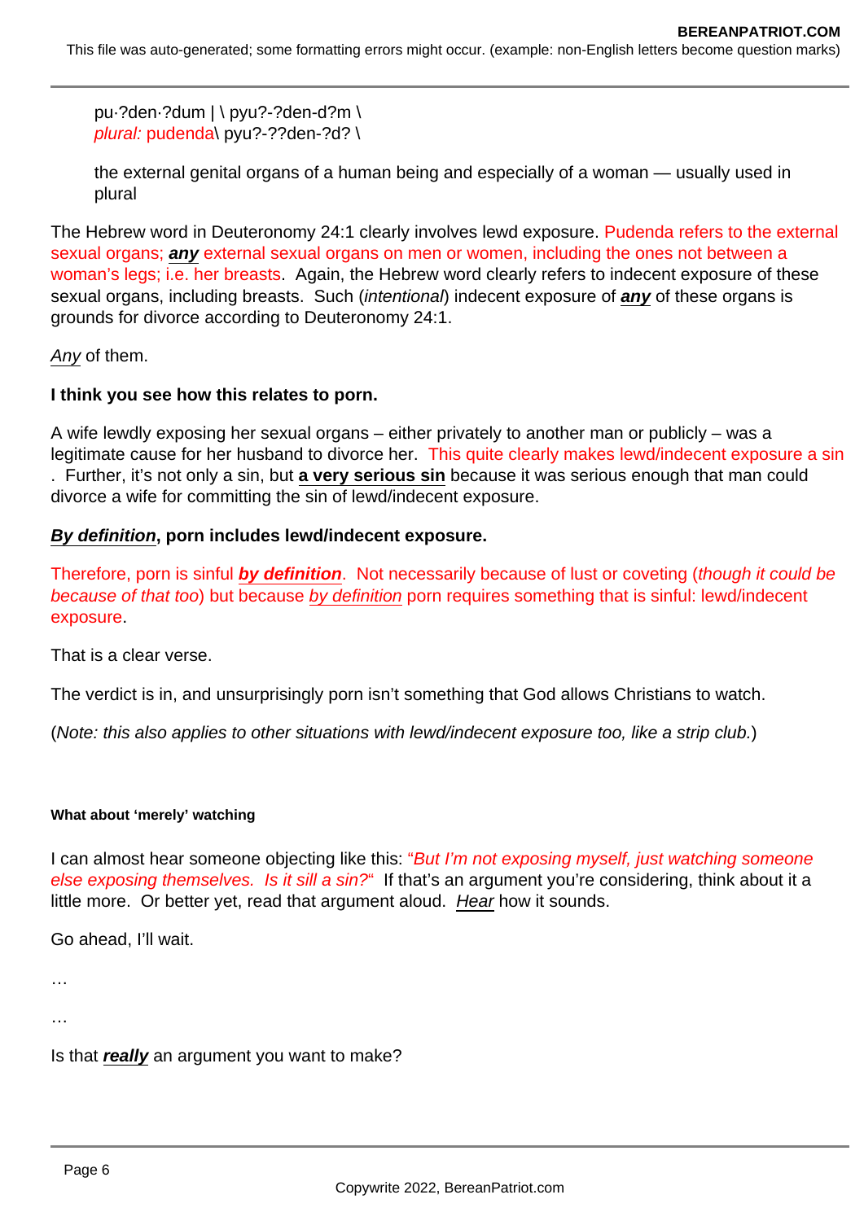> pu·?den·?dum | \ pyu?-?den-d?m \
> *plural:* pudenda\ pyu?-??den-?d? \
>
> the external genital organs of a human being and especially of a woman — usually used in plural

The Hebrew word in Deuteronomy 24:1 clearly involves lewd exposure. Pudenda refers to the external sexual organs; ***any*** external sexual organs on men or women, including the ones not between a woman's legs; i.e. her breasts. Again, the Hebrew word clearly refers to indecent exposure of these sexual organs, including breasts. Such (*intentional*) indecent exposure of ***any*** of these organs is grounds for divorce according to Deuteronomy 24:1.

*Any* of them.

**I think you see how this relates to porn.**

A wife lewdly exposing her sexual organs – either privately to another man or publicly – was a legitimate cause for her husband to divorce her. This quite clearly makes lewd/indecent exposure a sin. Further, it's not only a sin, but **a very serious sin** because it was serious enough that man could divorce a wife for committing the sin of lewd/indecent exposure.

***By definition*, porn includes lewd/indecent exposure.**

Therefore, porn is sinful ***by definition***. Not necessarily because of lust or coveting (*though it could be because of that too*) but because *by definition* porn requires something that is sinful: lewd/indecent exposure.

That is a clear verse.

The verdict is in, and unsurprisingly porn isn't something that God allows Christians to watch.

(*Note: this also applies to other situations with lewd/indecent exposure too, like a strip club.*)

#### What about 'merely' watching

I can almost hear someone objecting like this: "*But I'm not exposing myself, just watching someone else exposing themselves. Is it sill a sin?*" If that's an argument you're considering, think about it a little more. Or better yet, read that argument aloud. *Hear* how it sounds.

Go ahead, I'll wait.

…

…

Is that ***really*** an argument you want to make?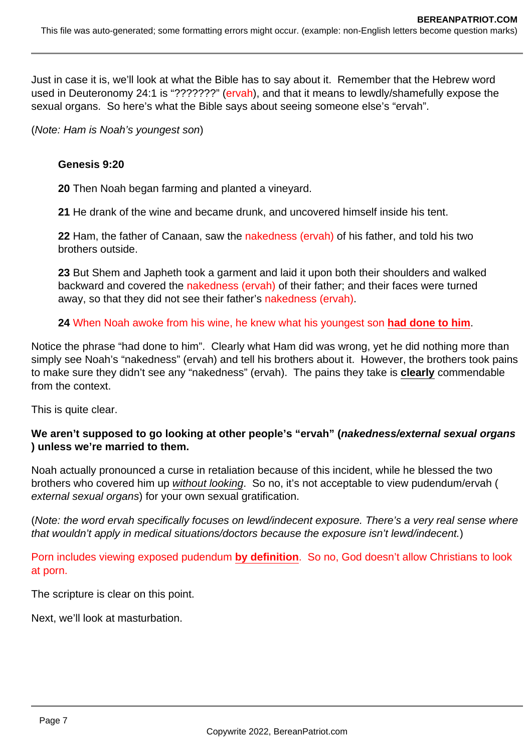Just in case it is, we'll look at what the Bible has to say about it. Remember that the Hebrew word used in Deuteronomy 24:1 is "???????" (ervah), and that it means to lewdly/shamefully expose the sexual organs. So here's what the Bible says about seeing someone else's "ervah".

(*Note: Ham is Noah's youngest son*)

> **Genesis 9:20**
>
> **20** Then Noah began farming and planted a vineyard.
>
> **21** He drank of the wine and became drunk, and uncovered himself inside his tent.
>
> **22** Ham, the father of Canaan, saw the nakedness (ervah) of his father, and told his two brothers outside.
>
> **23** But Shem and Japheth took a garment and laid it upon both their shoulders and walked backward and covered the nakedness (ervah) of their father; and their faces were turned away, so that they did not see their father's nakedness (ervah).
>
> **24** When Noah awoke from his wine, he knew what his youngest son **had done to him**.

Notice the phrase "had done to him". Clearly what Ham did was wrong, yet he did nothing more than simply see Noah's "nakedness" (ervah) and tell his brothers about it. However, the brothers took pains to make sure they didn't see any "nakedness" (ervah). The pains they take is **clearly** commendable from the context.

This is quite clear.

**We aren't supposed to go looking at other people's "ervah" (*nakedness/external sexual organs*) unless we're married to them.**

Noah actually pronounced a curse in retaliation because of this incident, while he blessed the two brothers who covered him up *without looking*. So no, it's not acceptable to view pudendum/ervah (*external sexual organs*) for your own sexual gratification.

(*Note: the word ervah specifically focuses on lewd/indecent exposure. There's a very real sense where that wouldn't apply in medical situations/doctors because the exposure isn't lewd/indecent.*)

Porn includes viewing exposed pudendum **by definition**. So no, God doesn't allow Christians to look at porn.

The scripture is clear on this point.

Next, we'll look at masturbation.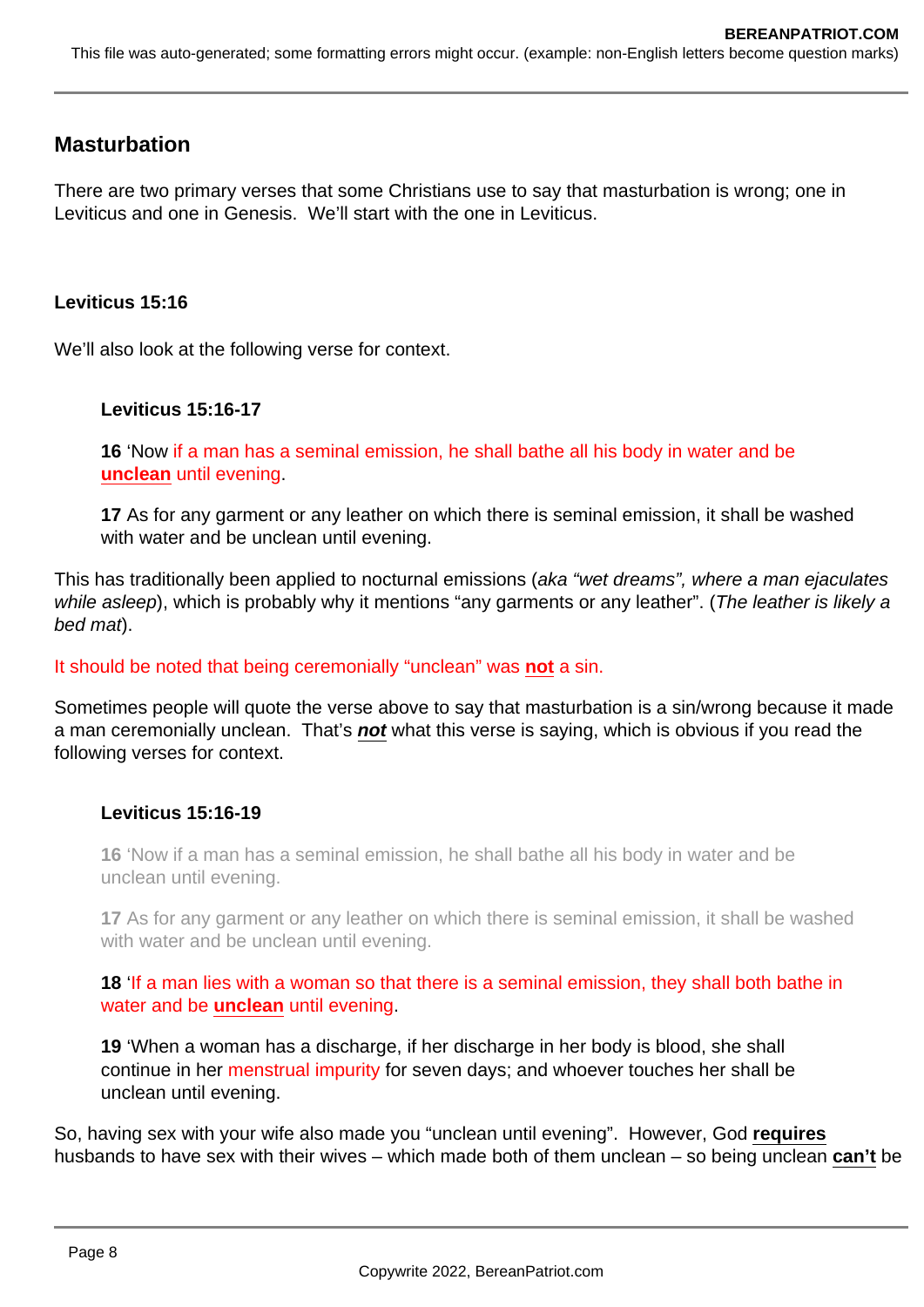## Masturbation

There are two primary verses that some Christians use to say that masturbation is wrong; one in Leviticus and one in Genesis.  We'll start with the one in Leviticus.

**Leviticus 15:16**

We'll also look at the following verse for context.

> **Leviticus 15:16-17**
>
> **16** 'Now if a man has a seminal emission, he shall bathe all his body in water and be **unclean** until evening.
>
> **17** As for any garment or any leather on which there is seminal emission, it shall be washed with water and be unclean until evening.

This has traditionally been applied to nocturnal emissions (*aka "wet dreams", where a man ejaculates while asleep*), which is probably why it mentions "any garments or any leather". (*The leather is likely a bed mat*).

It should be noted that being ceremonially "unclean" was **not** a sin.

Sometimes people will quote the verse above to say that masturbation is a sin/wrong because it made a man ceremonially unclean.  That's ***not*** what this verse is saying, which is obvious if you read the following verses for context.

> **Leviticus 15:16-19**
>
> **16** 'Now if a man has a seminal emission, he shall bathe all his body in water and be unclean until evening.
>
> **17** As for any garment or any leather on which there is seminal emission, it shall be washed with water and be unclean until evening.
>
> **18** 'If a man lies with a woman so that there is a seminal emission, they shall both bathe in water and be **unclean** until evening.
>
> **19** 'When a woman has a discharge, if her discharge in her body is blood, she shall continue in her menstrual impurity for seven days; and whoever touches her shall be unclean until evening.

So, having sex with your wife also made you "unclean until evening".  However, God **requires** husbands to have sex with their wives – which made both of them unclean – so being unclean **can't** be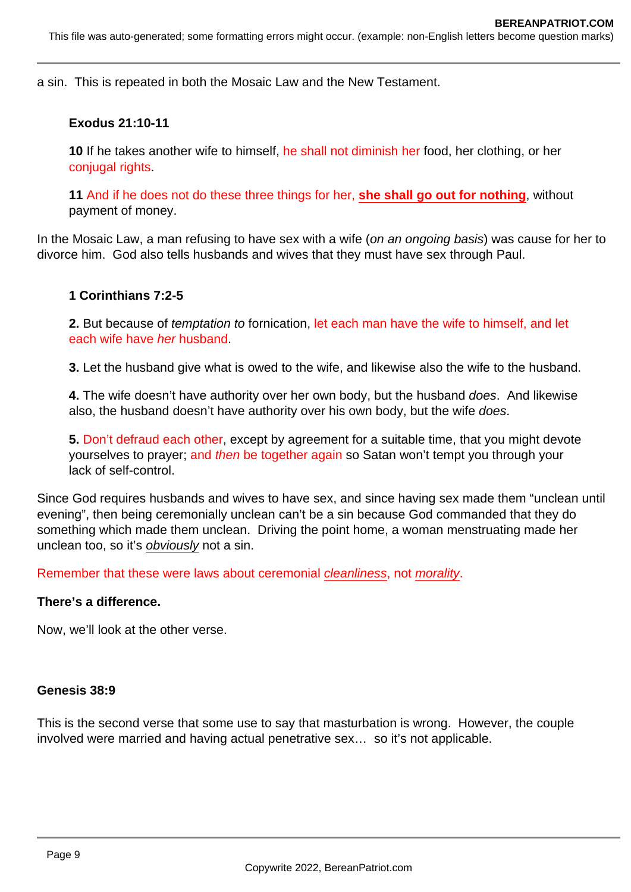a sin. This is repeated in both the Mosaic Law and the New Testament.

> **Exodus 21:10-11**
>
> **10** If he takes another wife to himself, he shall not diminish her food, her clothing, or her conjugal rights.
>
> **11** And if he does not do these three things for her, **she shall go out for nothing**, without payment of money.

In the Mosaic Law, a man refusing to have sex with a wife (*on an ongoing basis*) was cause for her to divorce him. God also tells husbands and wives that they must have sex through Paul.

> **1 Corinthians 7:2-5**
>
> **2.** But because of *temptation to* fornication, let each man have the wife to himself, and let each wife have *her* husband.
>
> **3.** Let the husband give what is owed to the wife, and likewise also the wife to the husband.
>
> **4.** The wife doesn't have authority over her own body, but the husband *does*. And likewise also, the husband doesn't have authority over his own body, but the wife *does*.
>
> **5.** Don't defraud each other, except by agreement for a suitable time, that you might devote yourselves to prayer; and *then* be together again so Satan won't tempt you through your lack of self-control.

Since God requires husbands and wives to have sex, and since having sex made them "unclean until evening", then being ceremonially unclean can't be a sin because God commanded that they do something which made them unclean. Driving the point home, a woman menstruating made her unclean too, so it's *obviously* not a sin.

Remember that these were laws about ceremonial *cleanliness*, not *morality*.

**There's a difference.**

Now, we'll look at the other verse.

**Genesis 38:9**

This is the second verse that some use to say that masturbation is wrong. However, the couple involved were married and having actual penetrative sex… so it's not applicable.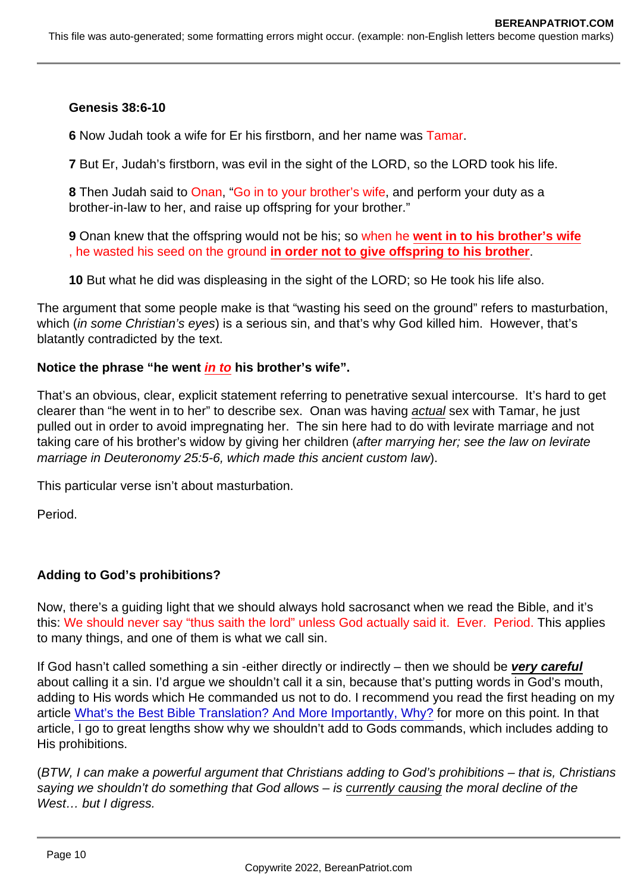**Genesis 38:6-10**

**6** Now Judah took a wife for Er his firstborn, and her name was Tamar.

**7** But Er, Judah's firstborn, was evil in the sight of the LORD, so the LORD took his life.

**8** Then Judah said to Onan, "Go in to your brother's wife, and perform your duty as a brother-in-law to her, and raise up offspring for your brother."

**9** Onan knew that the offspring would not be his; so when he **went in to his brother's wife**, he wasted his seed on the ground **in order not to give offspring to his brother**.

**10** But what he did was displeasing in the sight of the LORD; so He took his life also.

The argument that some people make is that "wasting his seed on the ground" refers to masturbation, which (*in some Christian's eyes*) is a serious sin, and that's why God killed him. However, that's blatantly contradicted by the text.

**Notice the phrase "he went *in to* his brother's wife".**

That's an obvious, clear, explicit statement referring to penetrative sexual intercourse. It's hard to get clearer than "he went in to her" to describe sex. Onan was having *actual* sex with Tamar, he just pulled out in order to avoid impregnating her. The sin here had to do with levirate marriage and not taking care of his brother's widow by giving her children (*after marrying her; see the law on levirate marriage in Deuteronomy 25:5-6, which made this ancient custom law*).

This particular verse isn't about masturbation.

Period.

**Adding to God's prohibitions?**

Now, there's a guiding light that we should always hold sacrosanct when we read the Bible, and it's this: We should never say "thus saith the lord" unless God actually said it. Ever. Period. This applies to many things, and one of them is what we call sin.

If God hasn't called something a sin -either directly or indirectly – then we should be ***very careful*** about calling it a sin. I'd argue we shouldn't call it a sin, because that's putting words in God's mouth, adding to His words which He commanded us not to do. I recommend you read the first heading on my article What's the Best Bible Translation? And More Importantly, Why? for more on this point. In that article, I go to great lengths show why we shouldn't add to Gods commands, which includes adding to His prohibitions.

(*BTW, I can make a powerful argument that Christians adding to God's prohibitions – that is, Christians saying we shouldn't do something that God allows – is currently causing the moral decline of the West… but I digress.*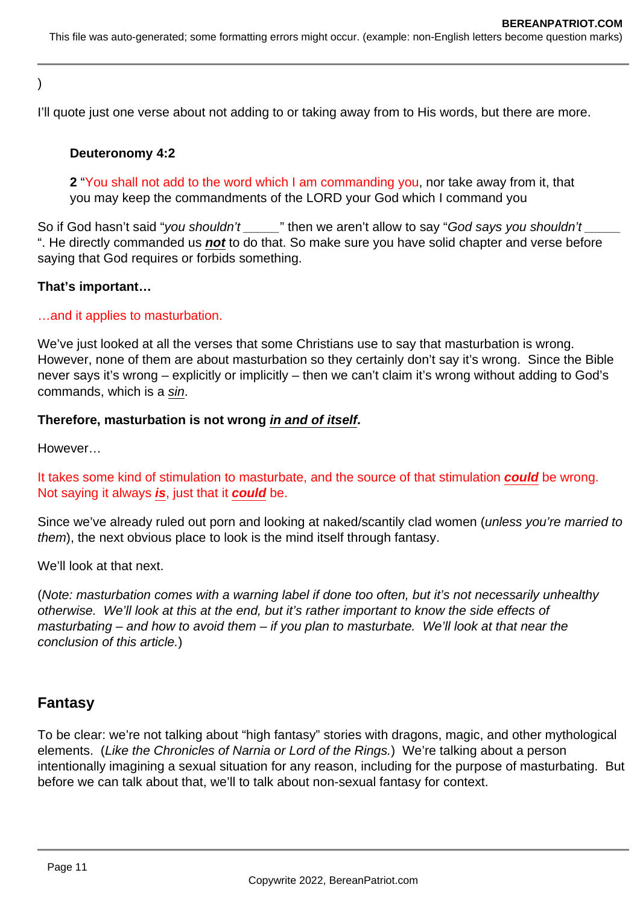)

I'll quote just one verse about not adding to or taking away from to His words, but there are more.

> **Deuteronomy 4:2**
>
> **2** "You shall not add to the word which I am commanding you, nor take away from it, that you may keep the commandments of the LORD your God which I command you

So if God hasn't said "*you shouldn't _____*" then we aren't allow to say "*God says you shouldn't _____* ". He directly commanded us ***not*** to do that. So make sure you have solid chapter and verse before saying that God requires or forbids something.

**That's important…**

…and it applies to masturbation.

We've just looked at all the verses that some Christians use to say that masturbation is wrong. However, none of them are about masturbation so they certainly don't say it's wrong. Since the Bible never says it's wrong – explicitly or implicitly – then we can't claim it's wrong without adding to God's commands, which is a *sin*.

**Therefore, masturbation is not wrong *in and of itself*.**

However…

It takes some kind of stimulation to masturbate, and the source of that stimulation ***could*** be wrong. Not saying it always ***is***, just that it ***could*** be.

Since we've already ruled out porn and looking at naked/scantily clad women (*unless you're married to them*), the next obvious place to look is the mind itself through fantasy.

We'll look at that next.

(*Note: masturbation comes with a warning label if done too often, but it's not necessarily unhealthy otherwise. We'll look at this at the end, but it's rather important to know the side effects of masturbating – and how to avoid them – if you plan to masturbate. We'll look at that near the conclusion of this article.*)

## Fantasy

To be clear: we're not talking about "high fantasy" stories with dragons, magic, and other mythological elements. (*Like the Chronicles of Narnia or Lord of the Rings.*) We're talking about a person intentionally imagining a sexual situation for any reason, including for the purpose of masturbating. But before we can talk about that, we'll to talk about non-sexual fantasy for context.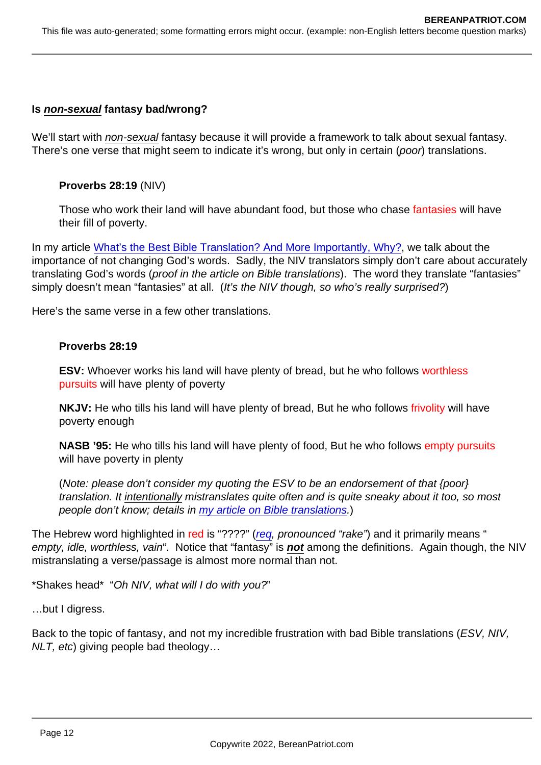**Is *non-sexual* fantasy bad/wrong?**

We'll start with *non-sexual* fantasy because it will provide a framework to talk about sexual fantasy. There's one verse that might seem to indicate it's wrong, but only in certain (*poor*) translations.

> **Proverbs 28:19** (NIV)
>
> Those who work their land will have abundant food, but those who chase fantasies will have their fill of poverty.

In my article What's the Best Bible Translation? And More Importantly, Why?, we talk about the importance of not changing God's words. Sadly, the NIV translators simply don't care about accurately translating God's words (*proof in the article on Bible translations*). The word they translate "fantasies" simply doesn't mean "fantasies" at all. (*It's the NIV though, so who's really surprised?*)

Here's the same verse in a few other translations.

> **Proverbs 28:19**
>
> **ESV:** Whoever works his land will have plenty of bread, but he who follows worthless pursuits will have plenty of poverty
>
> **NKJV:** He who tills his land will have plenty of bread, But he who follows frivolity will have poverty enough
>
> **NASB '95:** He who tills his land will have plenty of food, But he who follows empty pursuits will have poverty in plenty
>
> (*Note: please don't consider my quoting the ESV to be an endorsement of that {poor} translation. It intentionally mistranslates quite often and is quite sneaky about it too, so most people don't know; details in my article on Bible translations.*)

The Hebrew word highlighted in red is "????" (*req, pronounced "rake"*) and it primarily means "*empty, idle, worthless, vain*". Notice that "fantasy" is ***not*** among the definitions. Again though, the NIV mistranslating a verse/passage is almost more normal than not.

*Shakes head* "*Oh NIV, what will I do with you?*"

…but I digress.

Back to the topic of fantasy, and not my incredible frustration with bad Bible translations (*ESV, NIV, NLT, etc*) giving people bad theology…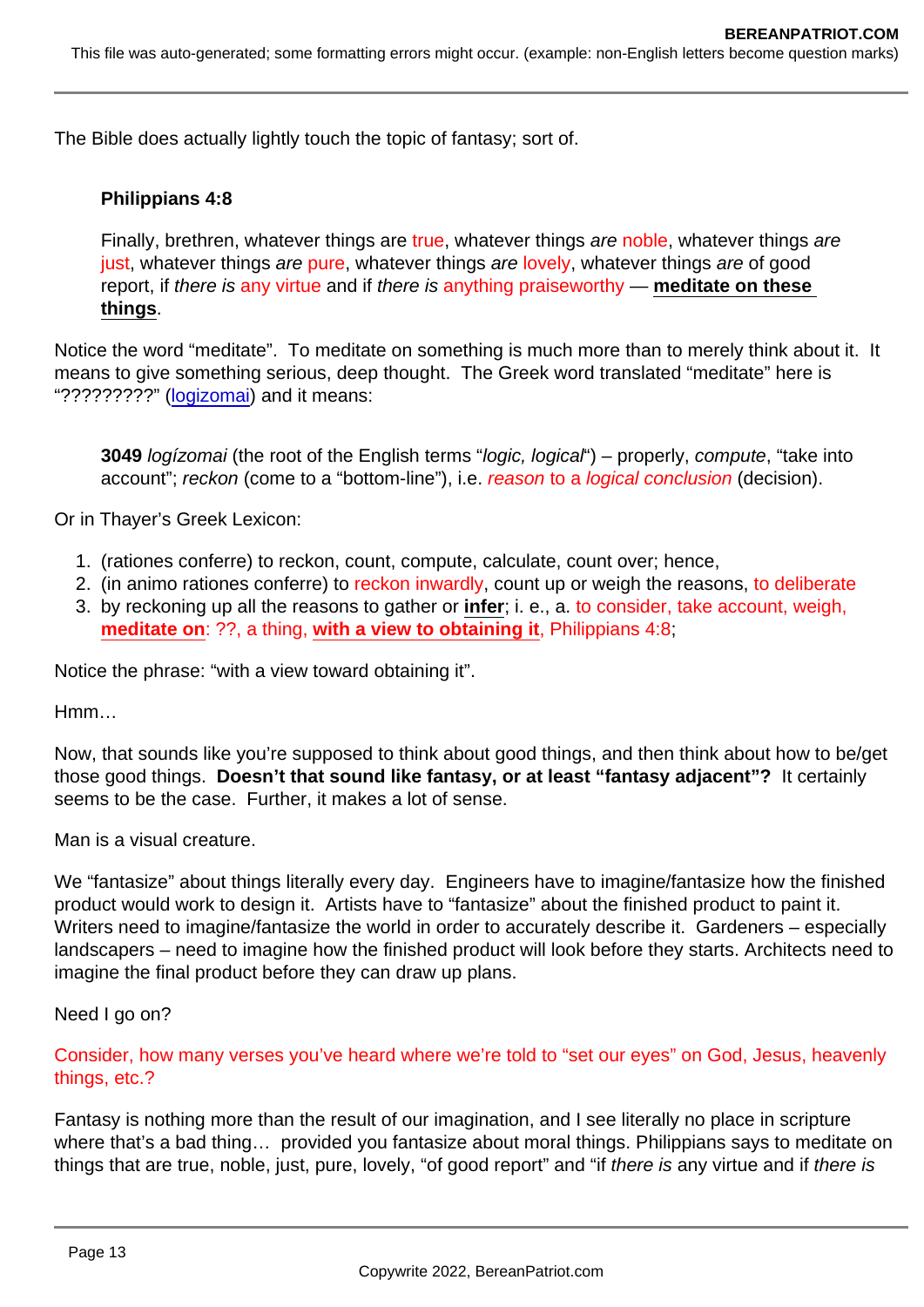The Bible does actually lightly touch the topic of fantasy; sort of.

> **Philippians 4:8**
>
> Finally, brethren, whatever things are true, whatever things *are* noble, whatever things *are* just, whatever things *are* pure, whatever things *are* lovely, whatever things *are* of good report, if *there is* any virtue and if *there is* anything praiseworthy — **meditate on these things**.

Notice the word "meditate". To meditate on something is much more than to merely think about it. It means to give something serious, deep thought. The Greek word translated "meditate" here is "?????????" (logizomai) and it means:

> **3049** *logízomai* (the root of the English terms "*logic, logical*") – properly, *compute*, "take into account"; *reckon* (come to a "bottom-line"), i.e. *reason* to a *logical conclusion* (decision).

Or in Thayer's Greek Lexicon:

1. (rationes conferre) to reckon, count, compute, calculate, count over; hence,
2. (in animo rationes conferre) to reckon inwardly, count up or weigh the reasons, to deliberate
3. by reckoning up all the reasons to gather or **infer**; i. e., a. to consider, take account, weigh, **meditate on**: ??, a thing, **with a view to obtaining it**, Philippians 4:8;

Notice the phrase: "with a view toward obtaining it".

Hmm…

Now, that sounds like you're supposed to think about good things, and then think about how to be/get those good things. **Doesn't that sound like fantasy, or at least "fantasy adjacent"?** It certainly seems to be the case. Further, it makes a lot of sense.

Man is a visual creature.

We "fantasize" about things literally every day. Engineers have to imagine/fantasize how the finished product would work to design it. Artists have to "fantasize" about the finished product to paint it. Writers need to imagine/fantasize the world in order to accurately describe it. Gardeners – especially landscapers – need to imagine how the finished product will look before they starts. Architects need to imagine the final product before they can draw up plans.

Need I go on?

Consider, how many verses you've heard where we're told to "set our eyes" on God, Jesus, heavenly things, etc.?

Fantasy is nothing more than the result of our imagination, and I see literally no place in scripture where that's a bad thing… provided you fantasize about moral things. Philippians says to meditate on things that are true, noble, just, pure, lovely, "of good report" and "if *there is* any virtue and if *there is*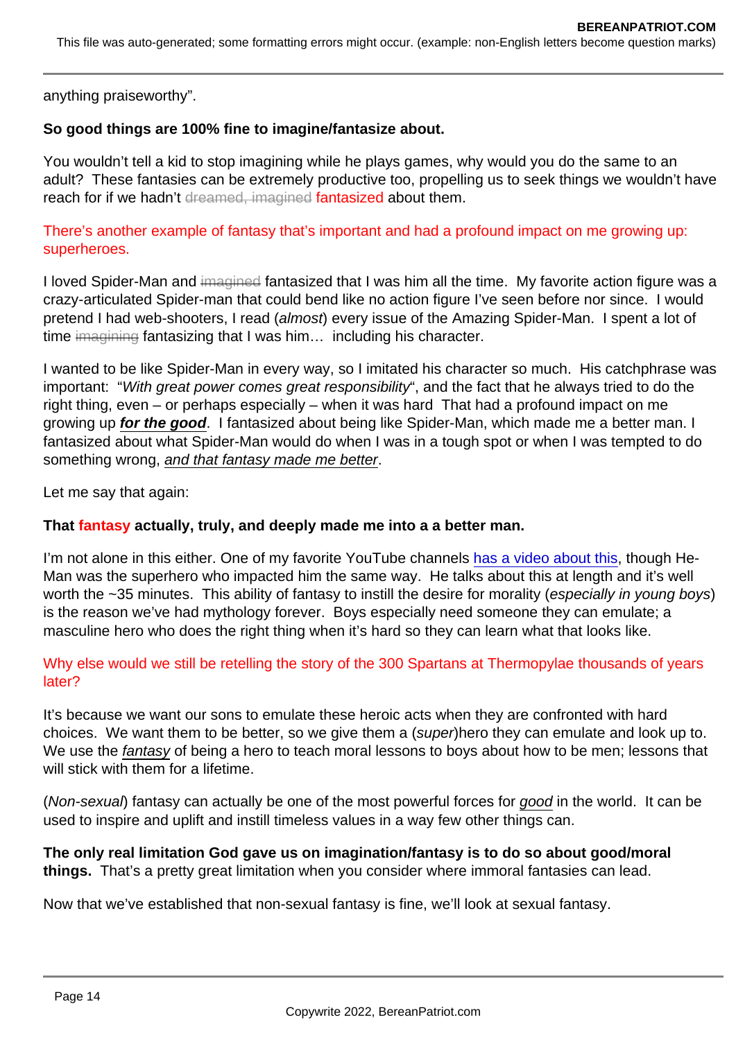anything praiseworthy".

**So good things are 100% fine to imagine/fantasize about.**

You wouldn't tell a kid to stop imagining while he plays games, why would you do the same to an adult? These fantasies can be extremely productive too, propelling us to seek things we wouldn't have reach for if we hadn't ~~dreamed, imagined~~ fantasized about them.

There's another example of fantasy that's important and had a profound impact on me growing up: superheroes.

I loved Spider-Man and ~~imagined~~ fantasized that I was him all the time. My favorite action figure was a crazy-articulated Spider-man that could bend like no action figure I've seen before nor since. I would pretend I had web-shooters, I read (*almost*) every issue of the Amazing Spider-Man. I spent a lot of time ~~imagining~~ fantasizing that I was him… including his character.

I wanted to be like Spider-Man in every way, so I imitated his character so much. His catchphrase was important: "*With great power comes great responsibility*", and the fact that he always tried to do the right thing, even – or perhaps especially – when it was hard That had a profound impact on me growing up ***for the good***. I fantasized about being like Spider-Man, which made me a better man. I fantasized about what Spider-Man would do when I was in a tough spot or when I was tempted to do something wrong, *and that fantasy made me better*.

Let me say that again:

**That fantasy actually, truly, and deeply made me into a a better man.**

I'm not alone in this either. One of my favorite YouTube channels has a video about this, though He-Man was the superhero who impacted him the same way. He talks about this at length and it's well worth the ~35 minutes. This ability of fantasy to instill the desire for morality (*especially in young boys*) is the reason we've had mythology forever. Boys especially need someone they can emulate; a masculine hero who does the right thing when it's hard so they can learn what that looks like.

Why else would we still be retelling the story of the 300 Spartans at Thermopylae thousands of years later?

It's because we want our sons to emulate these heroic acts when they are confronted with hard choices. We want them to be better, so we give them a (*super*)hero they can emulate and look up to. We use the *fantasy* of being a hero to teach moral lessons to boys about how to be men; lessons that will stick with them for a lifetime.

(*Non-sexual*) fantasy can actually be one of the most powerful forces for *good* in the world. It can be used to inspire and uplift and instill timeless values in a way few other things can.

**The only real limitation God gave us on imagination/fantasy is to do so about good/moral things.** That's a pretty great limitation when you consider where immoral fantasies can lead.

Now that we've established that non-sexual fantasy is fine, we'll look at sexual fantasy.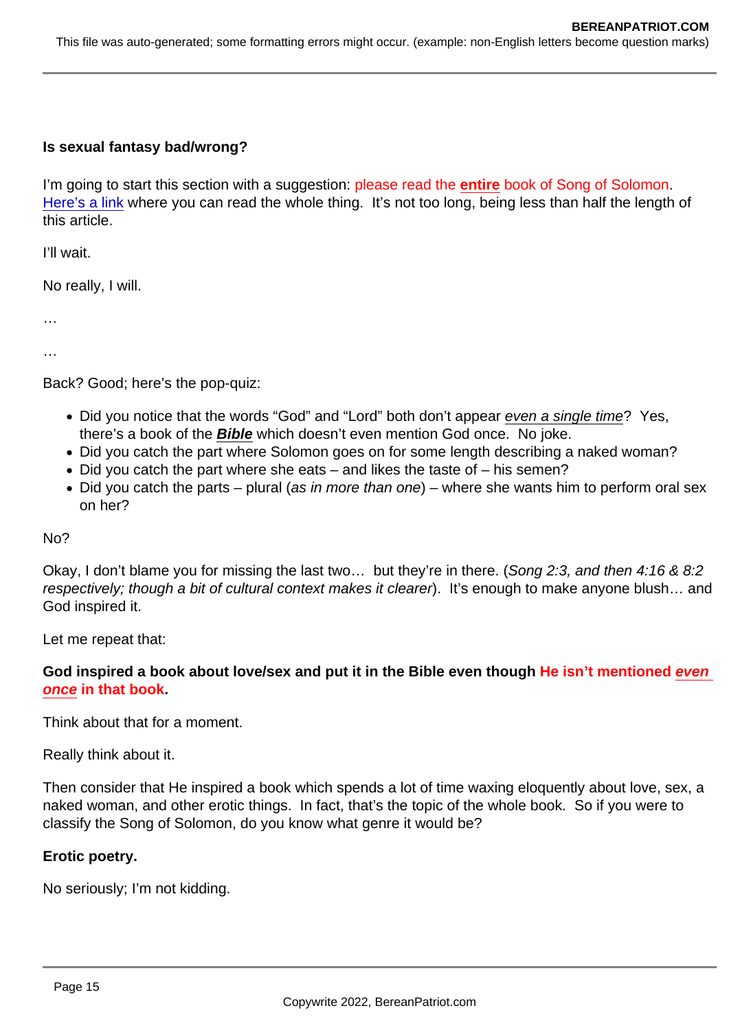**Is sexual fantasy bad/wrong?**

I'm going to start this section with a suggestion: please read the **entire** book of Song of Solomon. [Here's a link](#) where you can read the whole thing. It's not too long, being less than half the length of this article.

I'll wait.

No really, I will.

…

…

Back? Good; here's the pop-quiz:

- Did you notice that the words "God" and "Lord" both don't appear *even a single time*? Yes, there's a book of the ***Bible*** which doesn't even mention God once. No joke.
- Did you catch the part where Solomon goes on for some length describing a naked woman?
- Did you catch the part where she eats – and likes the taste of – his semen?
- Did you catch the parts – plural (*as in more than one*) – where she wants him to perform oral sex on her?

No?

Okay, I don't blame you for missing the last two… but they're in there. (*Song 2:3, and then 4:16 & 8:2 respectively; though a bit of cultural context makes it clearer*). It's enough to make anyone blush… and God inspired it.

Let me repeat that:

**God inspired a book about love/sex and put it in the Bible even though He isn't mentioned *even once* in that book.**

Think about that for a moment.

Really think about it.

Then consider that He inspired a book which spends a lot of time waxing eloquently about love, sex, a naked woman, and other erotic things. In fact, that's the topic of the whole book. So if you were to classify the Song of Solomon, do you know what genre it would be?

**Erotic poetry.**

No seriously; I'm not kidding.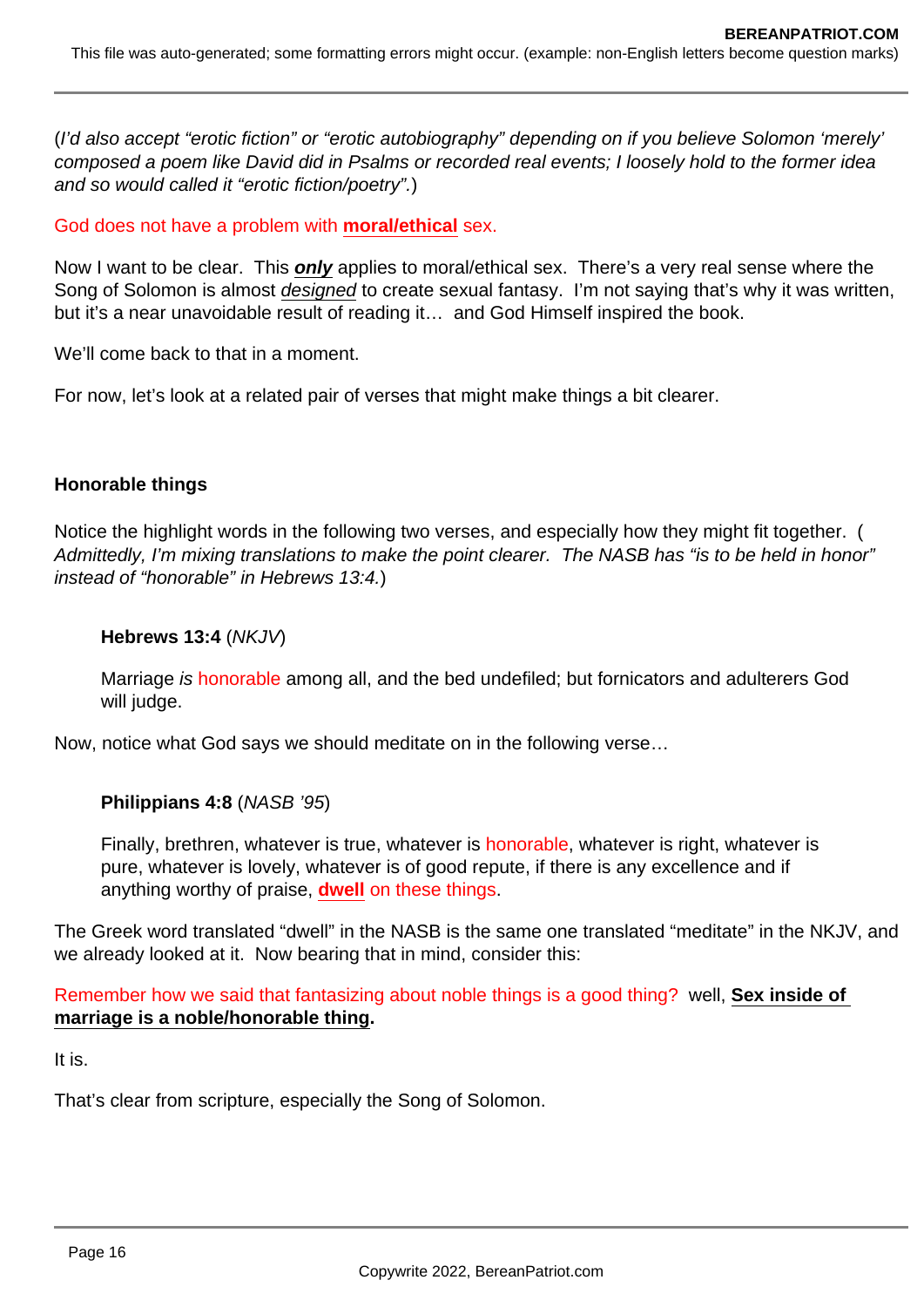(*I'd also accept "erotic fiction" or "erotic autobiography" depending on if you believe Solomon 'merely' composed a poem like David did in Psalms or recorded real events; I loosely hold to the former idea and so would called it "erotic fiction/poetry".*)

God does not have a problem with **moral/ethical** sex.

Now I want to be clear. This ***only*** applies to moral/ethical sex. There's a very real sense where the Song of Solomon is almost *designed* to create sexual fantasy. I'm not saying that's why it was written, but it's a near unavoidable result of reading it… and God Himself inspired the book.

We'll come back to that in a moment.

For now, let's look at a related pair of verses that might make things a bit clearer.

**Honorable things**

Notice the highlight words in the following two verses, and especially how they might fit together. (*Admittedly, I'm mixing translations to make the point clearer. The NASB has "is to be held in honor" instead of "honorable" in Hebrews 13:4.*)

> **Hebrews 13:4** (*NKJV*)
>
> Marriage *is* honorable among all, and the bed undefiled; but fornicators and adulterers God will judge.

Now, notice what God says we should meditate on in the following verse…

> **Philippians 4:8** (*NASB '95*)
>
> Finally, brethren, whatever is true, whatever is honorable, whatever is right, whatever is pure, whatever is lovely, whatever is of good repute, if there is any excellence and if anything worthy of praise, **dwell** on these things.

The Greek word translated "dwell" in the NASB is the same one translated "meditate" in the NKJV, and we already looked at it. Now bearing that in mind, consider this:

Remember how we said that fantasizing about noble things is a good thing? well, **Sex inside of marriage is a noble/honorable thing.**

It is.

That's clear from scripture, especially the Song of Solomon.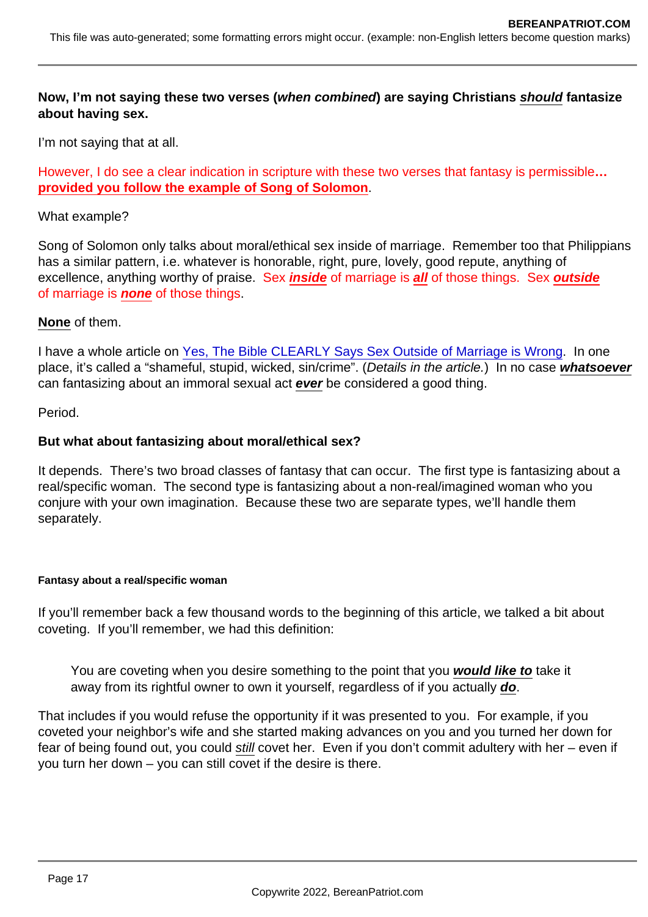**Now, I'm not saying these two verses (*when combined*) are saying Christians *should* fantasize about having sex.**

I'm not saying that at all.

However, I do see a clear indication in scripture with these two verses that fantasy is permissible**… provided you follow the example of Song of Solomon**.

What example?

Song of Solomon only talks about moral/ethical sex inside of marriage. Remember too that Philippians has a similar pattern, i.e. whatever is honorable, right, pure, lovely, good repute, anything of excellence, anything worthy of praise. Sex ***inside*** of marriage is ***all*** of those things. Sex ***outside*** of marriage is ***none*** of those things.

**None** of them.

I have a whole article on [Yes, The Bible CLEARLY Says Sex Outside of Marriage is Wrong](). In one place, it's called a "shameful, stupid, wicked, sin/crime". (*Details in the article.*) In no case ***whatsoever*** can fantasizing about an immoral sexual act ***ever*** be considered a good thing.

Period.

**But what about fantasizing about moral/ethical sex?**

It depends. There's two broad classes of fantasy that can occur. The first type is fantasizing about a real/specific woman. The second type is fantasizing about a non-real/imagined woman who you conjure with your own imagination. Because these two are separate types, we'll handle them separately.

#### Fantasy about a real/specific woman

If you'll remember back a few thousand words to the beginning of this article, we talked a bit about coveting. If you'll remember, we had this definition:

> You are coveting when you desire something to the point that you ***would like to*** take it away from its rightful owner to own it yourself, regardless of if you actually ***do***.

That includes if you would refuse the opportunity if it was presented to you. For example, if you coveted your neighbor's wife and she started making advances on you and you turned her down for fear of being found out, you could *still* covet her. Even if you don't commit adultery with her – even if you turn her down – you can still covet if the desire is there.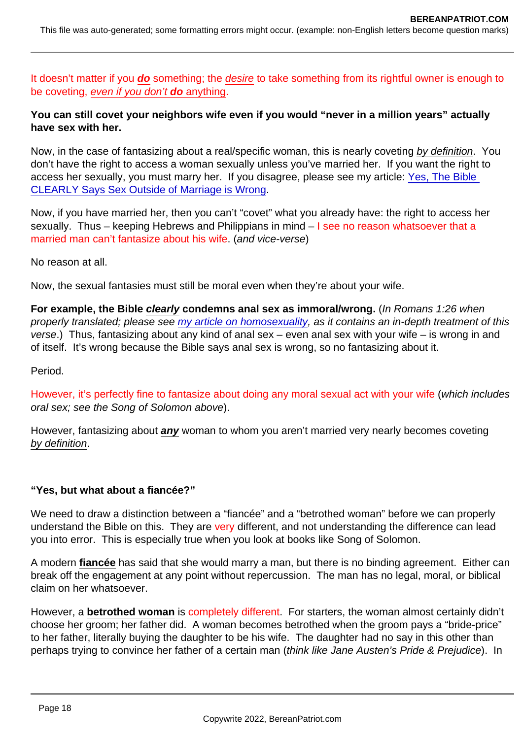It doesn't matter if you ***do*** something; the *desire* to take something from its rightful owner is enough to be coveting, *even if you don't **do** anything*.

**You can still covet your neighbors wife even if you would "never in a million years" actually have sex with her.**

Now, in the case of fantasizing about a real/specific woman, this is nearly coveting *by definition*. You don't have the right to access a woman sexually unless you've married her. If you want the right to access her sexually, you must marry her. If you disagree, please see my article: Yes, The Bible CLEARLY Says Sex Outside of Marriage is Wrong.

Now, if you have married her, then you can't "covet" what you already have: the right to access her sexually. Thus – keeping Hebrews and Philippians in mind – I see no reason whatsoever that a married man can't fantasize about his wife. (*and vice-verse*)

No reason at all.

Now, the sexual fantasies must still be moral even when they're about your wife.

**For example, the Bible *clearly* condemns anal sex as immoral/wrong.** (*In Romans 1:26 when properly translated; please see my article on homosexuality, as it contains an in-depth treatment of this verse*.) Thus, fantasizing about any kind of anal sex – even anal sex with your wife – is wrong in and of itself. It's wrong because the Bible says anal sex is wrong, so no fantasizing about it.

Period.

However, it's perfectly fine to fantasize about doing any moral sexual act with your wife (*which includes oral sex; see the Song of Solomon above*).

However, fantasizing about ***any*** woman to whom you aren't married very nearly becomes coveting *by definition*.

**"Yes, but what about a fiancée?"**

We need to draw a distinction between a "fiancée" and a "betrothed woman" before we can properly understand the Bible on this. They are very different, and not understanding the difference can lead you into error. This is especially true when you look at books like Song of Solomon.

A modern **fiancée** has said that she would marry a man, but there is no binding agreement. Either can break off the engagement at any point without repercussion. The man has no legal, moral, or biblical claim on her whatsoever.

However, a **betrothed woman** is completely different. For starters, the woman almost certainly didn't choose her groom; her father did. A woman becomes betrothed when the groom pays a "bride-price" to her father, literally buying the daughter to be his wife. The daughter had no say in this other than perhaps trying to convince her father of a certain man (*think like Jane Austen's Pride & Prejudice*). In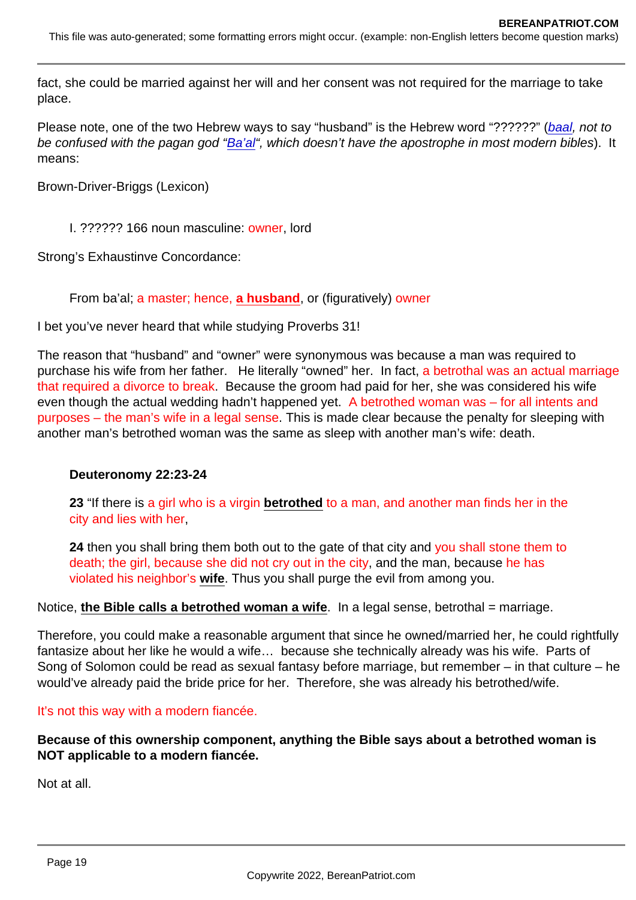fact, she could be married against her will and her consent was not required for the marriage to take place.

Please note, one of the two Hebrew ways to say “husband” is the Hebrew word “??????” (*baal, not to be confused with the pagan god “Ba’al“, which doesn’t have the apostrophe in most modern bibles*). It means:

Brown-Driver-Briggs (Lexicon)

> I. ?????? 166 noun masculine: owner, lord

Strong’s Exhaustinve Concordance:

> From ba’al; a master; hence, **a husband**, or (figuratively) owner

I bet you’ve never heard that while studying Proverbs 31!

The reason that “husband” and “owner” were synonymous was because a man was required to purchase his wife from her father. He literally “owned” her. In fact, a betrothal was an actual marriage that required a divorce to break. Because the groom had paid for her, she was considered his wife even though the actual wedding hadn’t happened yet. A betrothed woman was – for all intents and purposes – the man’s wife in a legal sense. This is made clear because the penalty for sleeping with another man’s betrothed woman was the same as sleep with another man’s wife: death.

> **Deuteronomy 22:23-24**
>
> **23** “If there is a girl who is a virgin **betrothed** to a man, and another man finds her in the city and lies with her,
>
> **24** then you shall bring them both out to the gate of that city and you shall stone them to death; the girl, because she did not cry out in the city, and the man, because he has violated his neighbor’s **wife**. Thus you shall purge the evil from among you.

Notice, **the Bible calls a betrothed woman a wife**. In a legal sense, betrothal = marriage.

Therefore, you could make a reasonable argument that since he owned/married her, he could rightfully fantasize about her like he would a wife… because she technically already was his wife. Parts of Song of Solomon could be read as sexual fantasy before marriage, but remember – in that culture – he would’ve already paid the bride price for her. Therefore, she was already his betrothed/wife.

It’s not this way with a modern fiancée.

**Because of this ownership component, anything the Bible says about a betrothed woman is NOT applicable to a modern fiancée.**

Not at all.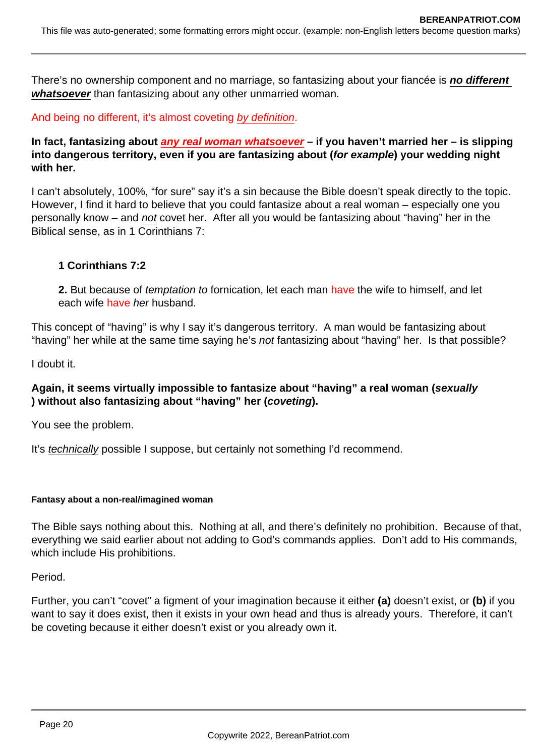There's no ownership component and no marriage, so fantasizing about your fiancée is ***no different whatsoever*** than fantasizing about any other unmarried woman.

And being no different, it's almost coveting *by definition*.

**In fact, fantasizing about *any real woman whatsoever* – if you haven't married her – is slipping into dangerous territory, even if you are fantasizing about (*for example*) your wedding night with her.**

I can't absolutely, 100%, "for sure" say it's a sin because the Bible doesn't speak directly to the topic. However, I find it hard to believe that you could fantasize about a real woman – especially one you personally know – and *not* covet her. After all you would be fantasizing about "having" her in the Biblical sense, as in 1 Corinthians 7:

> **1 Corinthians 7:2**
>
> **2.** But because of *temptation to* fornication, let each man have the wife to himself, and let each wife have *her* husband.

This concept of "having" is why I say it's dangerous territory. A man would be fantasizing about "having" her while at the same time saying he's *not* fantasizing about "having" her. Is that possible?

I doubt it.

**Again, it seems virtually impossible to fantasize about "having" a real woman (*sexually*) without also fantasizing about "having" her (*coveting*).**

You see the problem.

It's *technically* possible I suppose, but certainly not something I'd recommend.

#### Fantasy about a non-real/imagined woman

The Bible says nothing about this. Nothing at all, and there's definitely no prohibition. Because of that, everything we said earlier about not adding to God's commands applies. Don't add to His commands, which include His prohibitions.

Period.

Further, you can't "covet" a figment of your imagination because it either **(a)** doesn't exist, or **(b)** if you want to say it does exist, then it exists in your own head and thus is already yours. Therefore, it can't be coveting because it either doesn't exist or you already own it.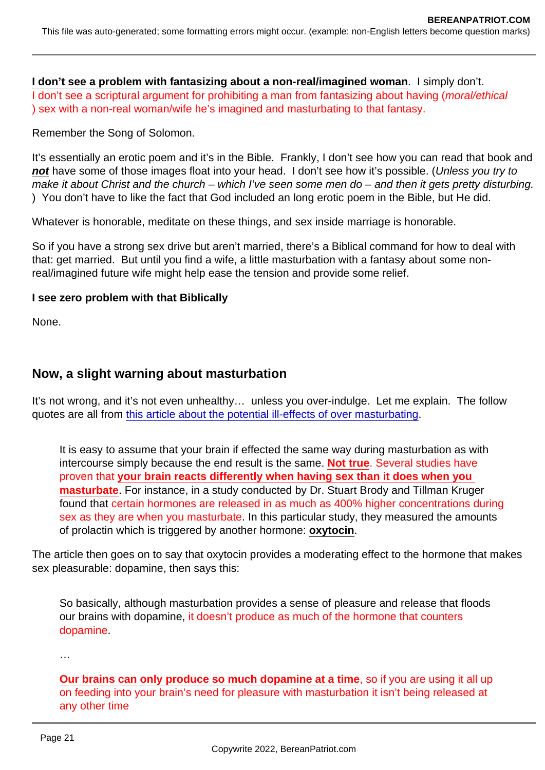**I don't see a problem with fantasizing about a non-real/imagined woman**. I simply don't.
I don't see a scriptural argument for prohibiting a man from fantasizing about having (*moral/ethical*) sex with a non-real woman/wife he's imagined and masturbating to that fantasy.

Remember the Song of Solomon.

It's essentially an erotic poem and it's in the Bible. Frankly, I don't see how you can read that book and ***not*** have some of those images float into your head. I don't see how it's possible. (*Unless you try to make it about Christ and the church – which I've seen some men do – and then it gets pretty disturbing.*) You don't have to like the fact that God included an long erotic poem in the Bible, but He did.

Whatever is honorable, meditate on these things, and sex inside marriage is honorable.

So if you have a strong sex drive but aren't married, there's a Biblical command for how to deal with that: get married. But until you find a wife, a little masturbation with a fantasy about some non-real/imagined future wife might help ease the tension and provide some relief.

**I see zero problem with that Biblically**

None.

## Now, a slight warning about masturbation

It's not wrong, and it's not even unhealthy… unless you over-indulge. Let me explain. The follow quotes are all from this article about the potential ill-effects of over masturbating.

> It is easy to assume that your brain if effected the same way during masturbation as with intercourse simply because the end result is the same. **Not true**. Several studies have proven that **your brain reacts differently when having sex than it does when you masturbate**. For instance, in a study conducted by Dr. Stuart Brody and Tillman Kruger found that certain hormones are released in as much as 400% higher concentrations during sex as they are when you masturbate. In this particular study, they measured the amounts of prolactin which is triggered by another hormone: **oxytocin**.

The article then goes on to say that oxytocin provides a moderating effect to the hormone that makes sex pleasurable: dopamine, then says this:

> So basically, although masturbation provides a sense of pleasure and release that floods our brains with dopamine, it doesn't produce as much of the hormone that counters dopamine.
>
> …
>
> **Our brains can only produce so much dopamine at a time**, so if you are using it all up on feeding into your brain's need for pleasure with masturbation it isn't being released at any other time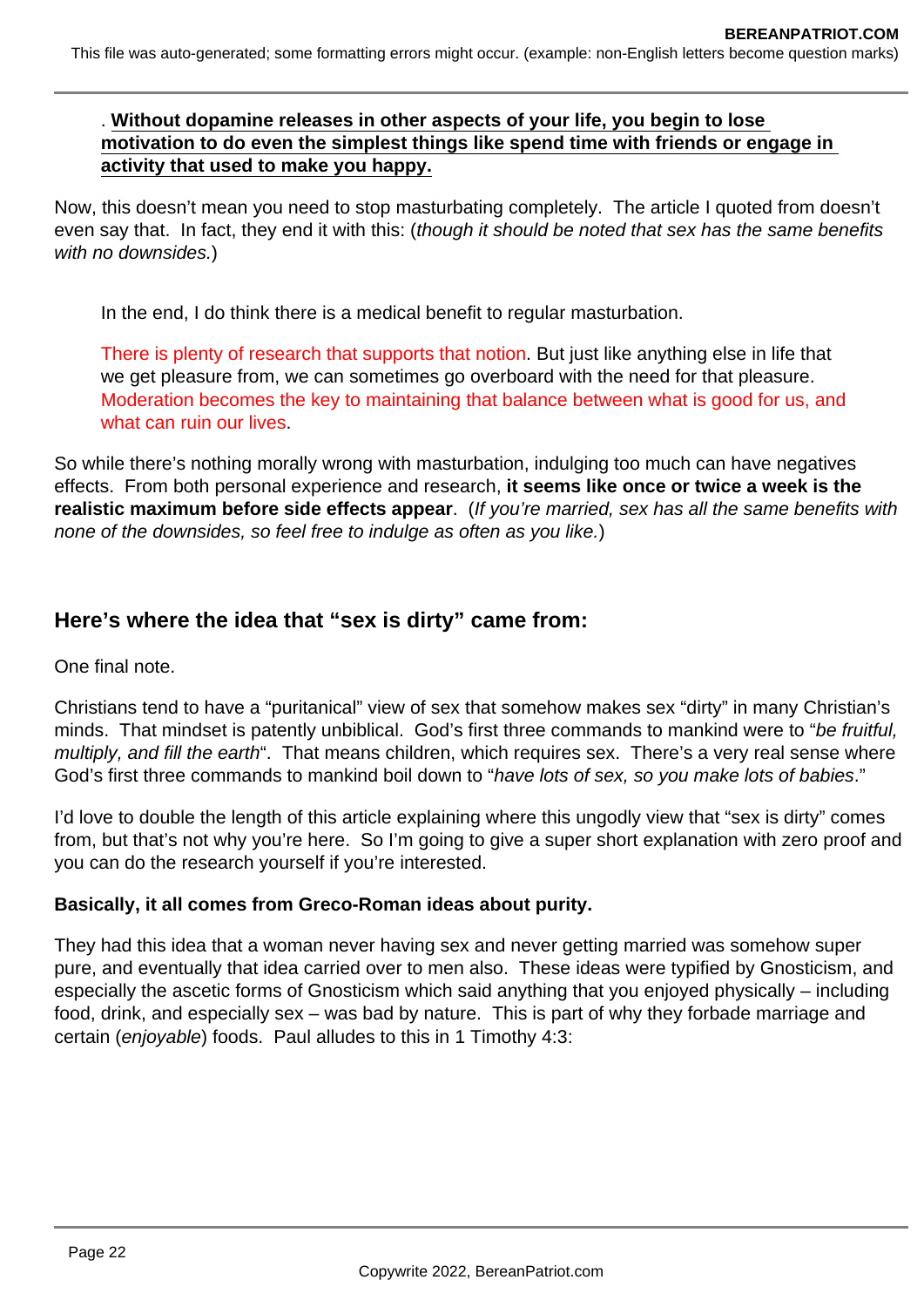> . **Without dopamine releases in other aspects of your life, you begin to lose motivation to do even the simplest things like spend time with friends or engage in activity that used to make you happy.**

Now, this doesn't mean you need to stop masturbating completely. The article I quoted from doesn't even say that. In fact, they end it with this: (*though it should be noted that sex has the same benefits with no downsides.*)

> In the end, I do think there is a medical benefit to regular masturbation.
>
> There is plenty of research that supports that notion. But just like anything else in life that we get pleasure from, we can sometimes go overboard with the need for that pleasure. Moderation becomes the key to maintaining that balance between what is good for us, and what can ruin our lives.

So while there's nothing morally wrong with masturbation, indulging too much can have negatives effects. From both personal experience and research, **it seems like once or twice a week is the realistic maximum before side effects appear**. (*If you're married, sex has all the same benefits with none of the downsides, so feel free to indulge as often as you like.*)

## Here's where the idea that "sex is dirty" came from:

One final note.

Christians tend to have a "puritanical" view of sex that somehow makes sex "dirty" in many Christian's minds. That mindset is patently unbiblical. God's first three commands to mankind were to "*be fruitful, multiply, and fill the earth*". That means children, which requires sex. There's a very real sense where God's first three commands to mankind boil down to "*have lots of sex, so you make lots of babies*."

I'd love to double the length of this article explaining where this ungodly view that "sex is dirty" comes from, but that's not why you're here. So I'm going to give a super short explanation with zero proof and you can do the research yourself if you're interested.

**Basically, it all comes from Greco-Roman ideas about purity.**

They had this idea that a woman never having sex and never getting married was somehow super pure, and eventually that idea carried over to men also. These ideas were typified by Gnosticism, and especially the ascetic forms of Gnosticism which said anything that you enjoyed physically – including food, drink, and especially sex – was bad by nature. This is part of why they forbade marriage and certain (*enjoyable*) foods. Paul alludes to this in 1 Timothy 4:3: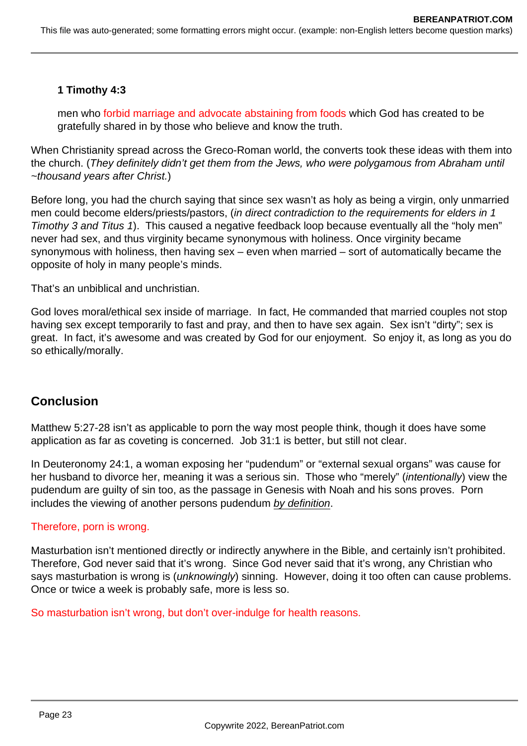**1 Timothy 4:3**

men who forbid marriage and advocate abstaining from foods which God has created to be gratefully shared in by those who believe and know the truth.

When Christianity spread across the Greco-Roman world, the converts took these ideas with them into the church. (*They definitely didn't get them from the Jews, who were polygamous from Abraham until ~thousand years after Christ.*)

Before long, you had the church saying that since sex wasn't as holy as being a virgin, only unmarried men could become elders/priests/pastors, (*in direct contradiction to the requirements for elders in 1 Timothy 3 and Titus 1*). This caused a negative feedback loop because eventually all the "holy men" never had sex, and thus virginity became synonymous with holiness. Once virginity became synonymous with holiness, then having sex – even when married – sort of automatically became the opposite of holy in many people's minds.

That's an unbiblical and unchristian.

God loves moral/ethical sex inside of marriage. In fact, He commanded that married couples not stop having sex except temporarily to fast and pray, and then to have sex again. Sex isn't "dirty"; sex is great. In fact, it's awesome and was created by God for our enjoyment. So enjoy it, as long as you do so ethically/morally.

## Conclusion

Matthew 5:27-28 isn't as applicable to porn the way most people think, though it does have some application as far as coveting is concerned. Job 31:1 is better, but still not clear.

In Deuteronomy 24:1, a woman exposing her "pudendum" or "external sexual organs" was cause for her husband to divorce her, meaning it was a serious sin. Those who "merely" (*intentionally*) view the pudendum are guilty of sin too, as the passage in Genesis with Noah and his sons proves. Porn includes the viewing of another persons pudendum <u>*by definition*</u>.

Therefore, porn is wrong.

Masturbation isn't mentioned directly or indirectly anywhere in the Bible, and certainly isn't prohibited. Therefore, God never said that it's wrong. Since God never said that it's wrong, any Christian who says masturbation is wrong is (*unknowingly*) sinning. However, doing it too often can cause problems. Once or twice a week is probably safe, more is less so.

So masturbation isn't wrong, but don't over-indulge for health reasons.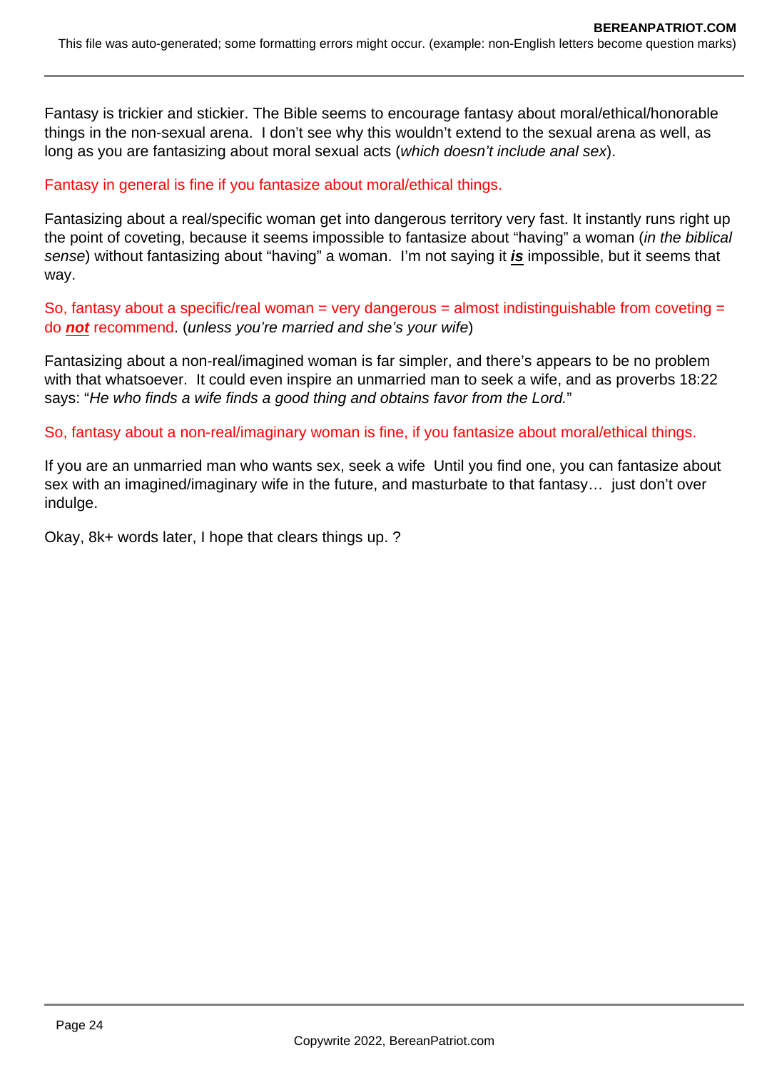Fantasy is trickier and stickier. The Bible seems to encourage fantasy about moral/ethical/honorable things in the non-sexual arena.  I don't see why this wouldn't extend to the sexual arena as well, as long as you are fantasizing about moral sexual acts (*which doesn't include anal sex*).

Fantasy in general is fine if you fantasize about moral/ethical things.

Fantasizing about a real/specific woman get into dangerous territory very fast. It instantly runs right up the point of coveting, because it seems impossible to fantasize about "having" a woman (*in the biblical sense*) without fantasizing about "having" a woman.  I'm not saying it ***is*** impossible, but it seems that way.

So, fantasy about a specific/real woman = very dangerous = almost indistinguishable from coveting = do ***not*** recommend. (*unless you're married and she's your wife*)

Fantasizing about a non-real/imagined woman is far simpler, and there's appears to be no problem with that whatsoever.  It could even inspire an unmarried man to seek a wife, and as proverbs 18:22 says: "*He who finds a wife finds a good thing and obtains favor from the Lord.*"

So, fantasy about a non-real/imaginary woman is fine, if you fantasize about moral/ethical things.

If you are an unmarried man who wants sex, seek a wife  Until you find one, you can fantasize about sex with an imagined/imaginary wife in the future, and masturbate to that fantasy…  just don't over indulge.

Okay, 8k+ words later, I hope that clears things up. ?